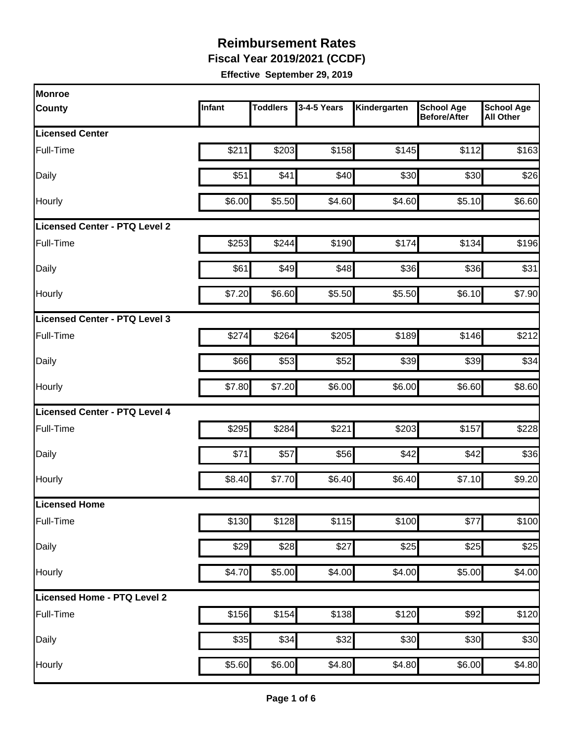# Reimbursement Rates

## Fiscal Year 2019/2021 (CCDF)

**Effective September 29, 2019**

| Monroe County | Infant | Toddlers | 3-4-5 Years | Kindergarten | School Age Before/After | School Age All Other |
|---|---|---|---|---|---|---|
| **Licensed Center** | | | | | | |
| Full-Time | $211 | $203 | $158 | $145 | $112 | $163 |
| Daily | $51 | $41 | $40 | $30 | $30 | $26 |
| Hourly | $6.00 | $5.50 | $4.60 | $4.60 | $5.10 | $6.60 |
| **Licensed Center - PTQ Level 2** | | | | | | |
| Full-Time | $253 | $244 | $190 | $174 | $134 | $196 |
| Daily | $61 | $49 | $48 | $36 | $36 | $31 |
| Hourly | $7.20 | $6.60 | $5.50 | $5.50 | $6.10 | $7.90 |
| **Licensed Center - PTQ Level 3** | | | | | | |
| Full-Time | $274 | $264 | $205 | $189 | $146 | $212 |
| Daily | $66 | $53 | $52 | $39 | $39 | $34 |
| Hourly | $7.80 | $7.20 | $6.00 | $6.00 | $6.60 | $8.60 |
| **Licensed Center - PTQ Level 4** | | | | | | |
| Full-Time | $295 | $284 | $221 | $203 | $157 | $228 |
| Daily | $71 | $57 | $56 | $42 | $42 | $36 |
| Hourly | $8.40 | $7.70 | $6.40 | $6.40 | $7.10 | $9.20 |
| **Licensed Home** | | | | | | |
| Full-Time | $130 | $128 | $115 | $100 | $77 | $100 |
| Daily | $29 | $28 | $27 | $25 | $25 | $25 |
| Hourly | $4.70 | $5.00 | $4.00 | $4.00 | $5.00 | $4.00 |
| **Licensed Home - PTQ Level 2** | | | | | | |
| Full-Time | $156 | $154 | $138 | $120 | $92 | $120 |
| Daily | $35 | $34 | $32 | $30 | $30 | $30 |
| Hourly | $5.60 | $6.00 | $4.80 | $4.80 | $6.00 | $4.80 |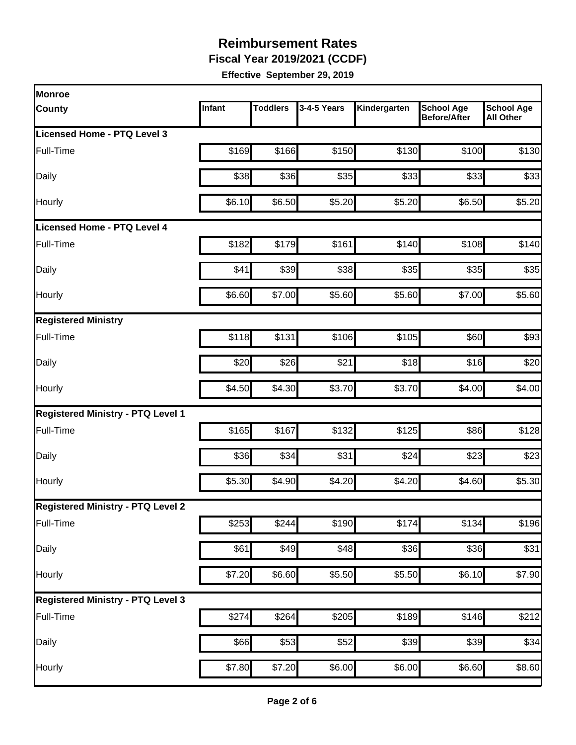# Reimbursement Rates

**Fiscal Year 2019/2021 (CCDF)**

**Effective September 29, 2019**

| Monroe County | Infant | Toddlers | 3-4-5 Years | Kindergarten | School Age Before/After | School Age All Other |
|---|---|---|---|---|---|---|
| **Licensed Home - PTQ Level 3** | | | | | | |
| Full-Time | $169 | $166 | $150 | $130 | $100 | $130 |
| Daily | $38 | $36 | $35 | $33 | $33 | $33 |
| Hourly | $6.10 | $6.50 | $5.20 | $5.20 | $6.50 | $5.20 |
| **Licensed Home - PTQ Level 4** | | | | | | |
| Full-Time | $182 | $179 | $161 | $140 | $108 | $140 |
| Daily | $41 | $39 | $38 | $35 | $35 | $35 |
| Hourly | $6.60 | $7.00 | $5.60 | $5.60 | $7.00 | $5.60 |
| **Registered Ministry** | | | | | | |
| Full-Time | $118 | $131 | $106 | $105 | $60 | $93 |
| Daily | $20 | $26 | $21 | $18 | $16 | $20 |
| Hourly | $4.50 | $4.30 | $3.70 | $3.70 | $4.00 | $4.00 |
| **Registered Ministry - PTQ Level 1** | | | | | | |
| Full-Time | $165 | $167 | $132 | $125 | $86 | $128 |
| Daily | $36 | $34 | $31 | $24 | $23 | $23 |
| Hourly | $5.30 | $4.90 | $4.20 | $4.20 | $4.60 | $5.30 |
| **Registered Ministry - PTQ Level 2** | | | | | | |
| Full-Time | $253 | $244 | $190 | $174 | $134 | $196 |
| Daily | $61 | $49 | $48 | $36 | $36 | $31 |
| Hourly | $7.20 | $6.60 | $5.50 | $5.50 | $6.10 | $7.90 |
| **Registered Ministry - PTQ Level 3** | | | | | | |
| Full-Time | $274 | $264 | $205 | $189 | $146 | $212 |
| Daily | $66 | $53 | $52 | $39 | $39 | $34 |
| Hourly | $7.80 | $7.20 | $6.00 | $6.00 | $6.60 | $8.60 |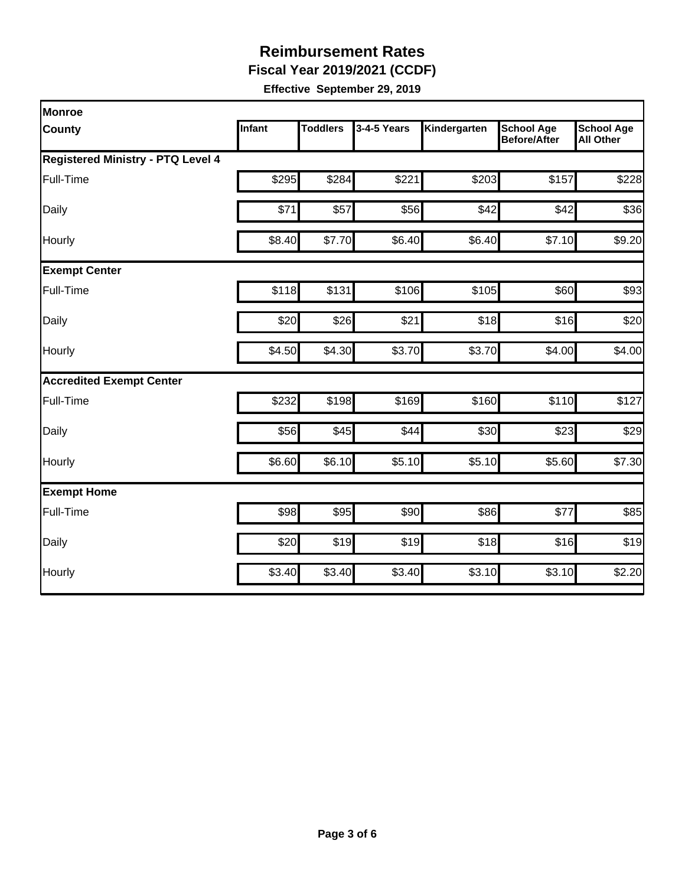# Reimbursement Rates

## Fiscal Year 2019/2021 (CCDF)

**Effective September 29, 2019**

| Monroe County | Infant | Toddlers | 3-4-5 Years | Kindergarten | School Age Before/After | School Age All Other |
|---|---|---|---|---|---|---|
| **Registered Ministry - PTQ Level 4** | | | | | | |
| Full-Time | $295 | $284 | $221 | $203 | $157 | $228 |
| Daily | $71 | $57 | $56 | $42 | $42 | $36 |
| Hourly | $8.40 | $7.70 | $6.40 | $6.40 | $7.10 | $9.20 |
| **Exempt Center** | | | | | | |
| Full-Time | $118 | $131 | $106 | $105 | $60 | $93 |
| Daily | $20 | $26 | $21 | $18 | $16 | $20 |
| Hourly | $4.50 | $4.30 | $3.70 | $3.70 | $4.00 | $4.00 |
| **Accredited Exempt Center** | | | | | | |
| Full-Time | $232 | $198 | $169 | $160 | $110 | $127 |
| Daily | $56 | $45 | $44 | $30 | $23 | $29 |
| Hourly | $6.60 | $6.10 | $5.10 | $5.10 | $5.60 | $7.30 |
| **Exempt Home** | | | | | | |
| Full-Time | $98 | $95 | $90 | $86 | $77 | $85 |
| Daily | $20 | $19 | $19 | $18 | $16 | $19 |
| Hourly | $3.40 | $3.40 | $3.40 | $3.10 | $3.10 | $2.20 |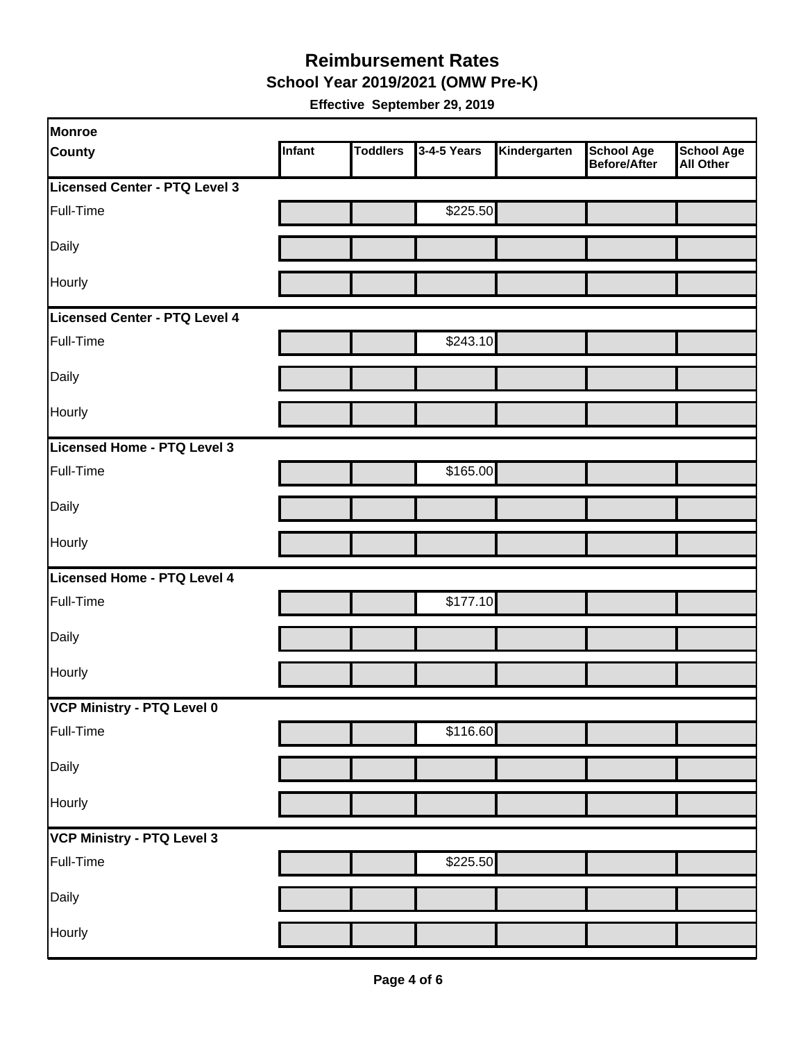# Reimbursement Rates

## School Year 2019/2021 (OMW Pre-K)

**Effective September 29, 2019**

| Monroe County | Infant | Toddlers | 3-4-5 Years | Kindergarten | School Age Before/After | School Age All Other |
|---|---|---|---|---|---|---|
| **Licensed Center - PTQ Level 3** | | | | | | |
| Full-Time | | | $225.50 | | | |
| Daily | | | | | | |
| Hourly | | | | | | |
| **Licensed Center - PTQ Level 4** | | | | | | |
| Full-Time | | | $243.10 | | | |
| Daily | | | | | | |
| Hourly | | | | | | |
| **Licensed Home - PTQ Level 3** | | | | | | |
| Full-Time | | | $165.00 | | | |
| Daily | | | | | | |
| Hourly | | | | | | |
| **Licensed Home - PTQ Level 4** | | | | | | |
| Full-Time | | | $177.10 | | | |
| Daily | | | | | | |
| Hourly | | | | | | |
| **VCP Ministry - PTQ Level 0** | | | | | | |
| Full-Time | | | $116.60 | | | |
| Daily | | | | | | |
| Hourly | | | | | | |
| **VCP Ministry - PTQ Level 3** | | | | | | |
| Full-Time | | | $225.50 | | | |
| Daily | | | | | | |
| Hourly | | | | | | |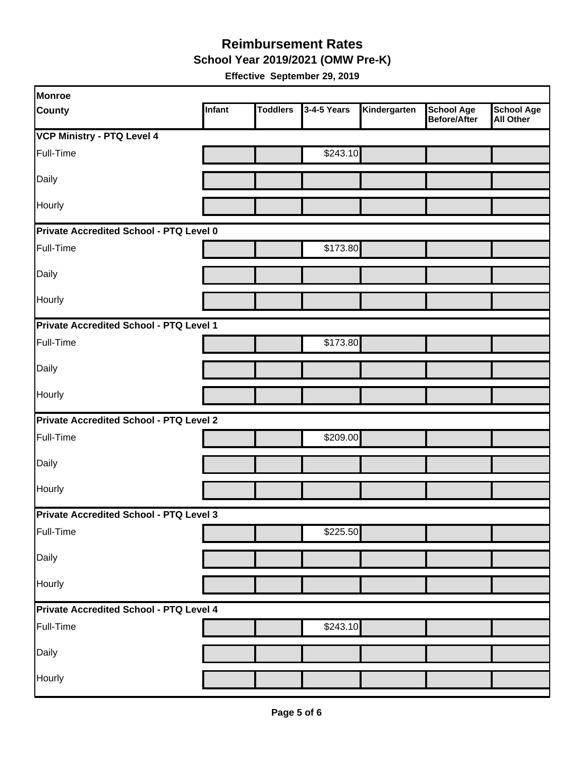# Reimbursement Rates

## School Year 2019/2021 (OMW Pre-K)

**Effective September 29, 2019**

| Monroe County | Infant | Toddlers | 3-4-5 Years | Kindergarten | School Age Before/After | School Age All Other |
|---|---|---|---|---|---|---|
| **VCP Ministry - PTQ Level 4** | | | | | | |
| Full-Time | | | $243.10 | | | |
| Daily | | | | | | |
| Hourly | | | | | | |
| **Private Accredited School - PTQ Level 0** | | | | | | |
| Full-Time | | | $173.80 | | | |
| Daily | | | | | | |
| Hourly | | | | | | |
| **Private Accredited School - PTQ Level 1** | | | | | | |
| Full-Time | | | $173.80 | | | |
| Daily | | | | | | |
| Hourly | | | | | | |
| **Private Accredited School - PTQ Level 2** | | | | | | |
| Full-Time | | | $209.00 | | | |
| Daily | | | | | | |
| Hourly | | | | | | |
| **Private Accredited School - PTQ Level 3** | | | | | | |
| Full-Time | | | $225.50 | | | |
| Daily | | | | | | |
| Hourly | | | | | | |
| **Private Accredited School - PTQ Level 4** | | | | | | |
| Full-Time | | | $243.10 | | | |
| Daily | | | | | | |
| Hourly | | | | | | |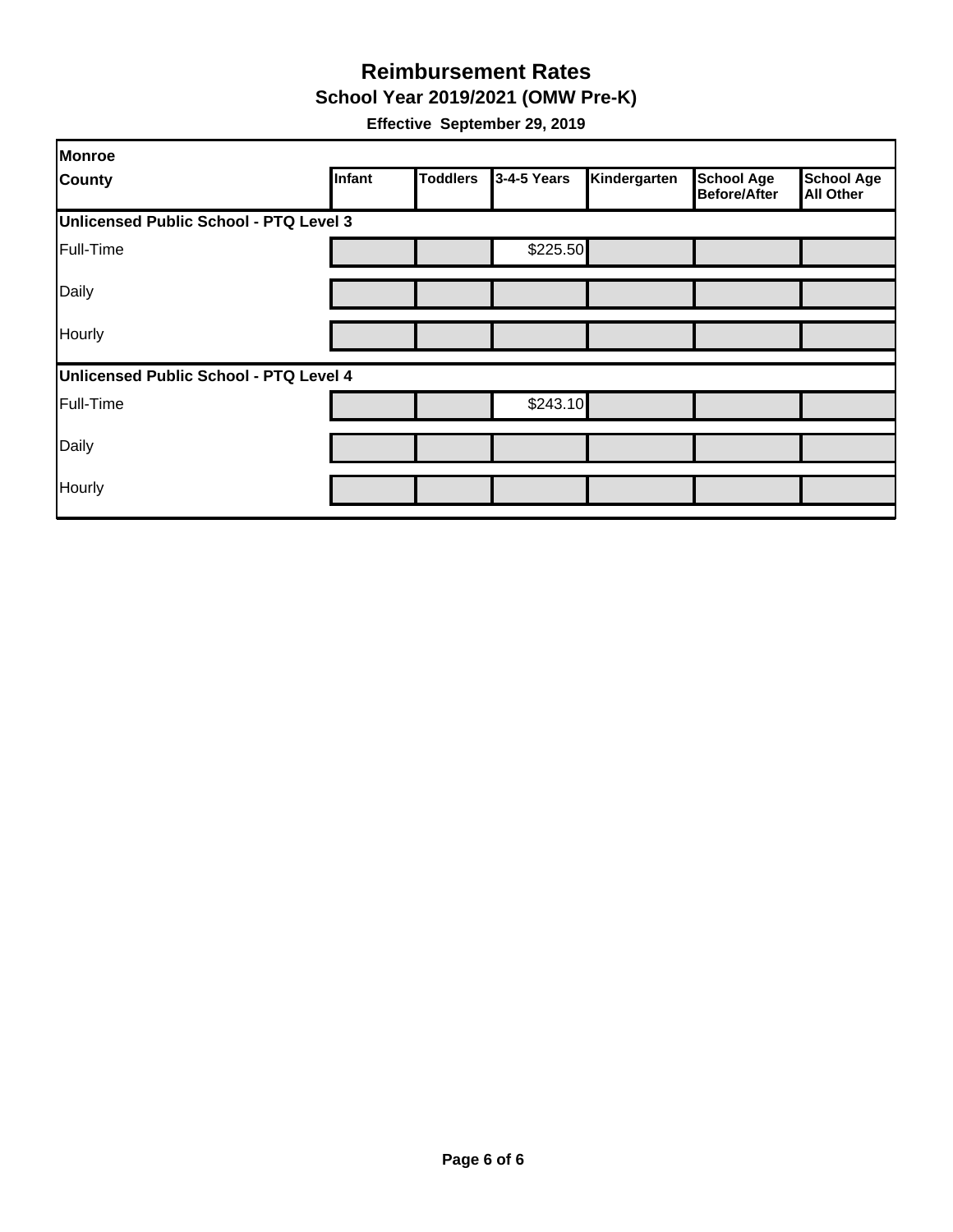# Reimbursement Rates

## School Year 2019/2021 (OMW Pre-K)

**Effective September 29, 2019**

| Monroe County | Infant | Toddlers | 3-4-5 Years | Kindergarten | School Age Before/After | School Age All Other |
|---|---|---|---|---|---|---|
| **Unlicensed Public School - PTQ Level 3** | | | | | | |
| Full-Time | | | $225.50 | | | |
| Daily | | | | | | |
| Hourly | | | | | | |
| **Unlicensed Public School - PTQ Level 4** | | | | | | |
| Full-Time | | | $243.10 | | | |
| Daily | | | | | | |
| Hourly | | | | | | |